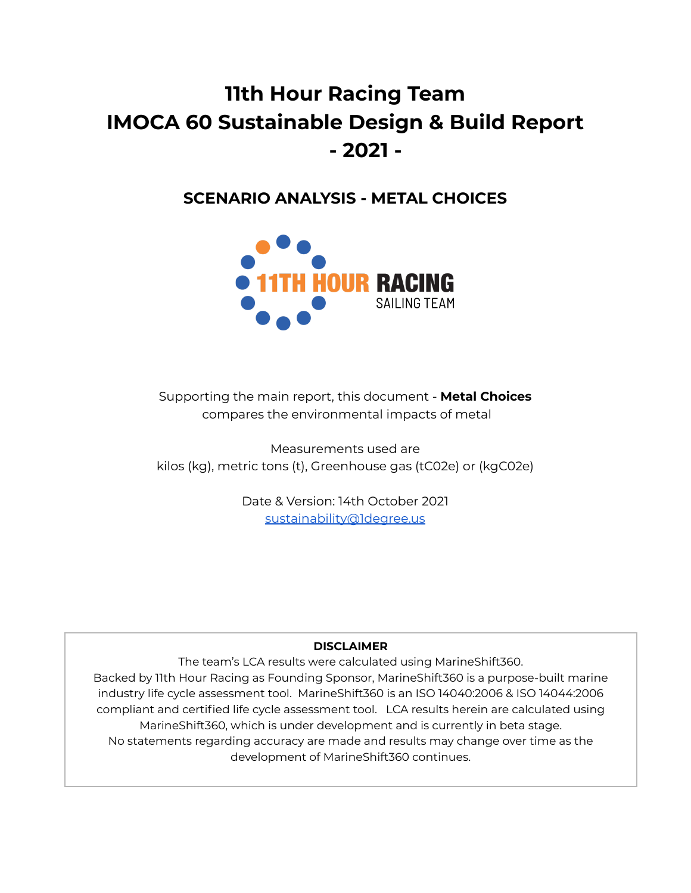# 11th Hour Racing Team
# IMOCA 60 Sustainable Design & Build Report
# - 2021 -

## SCENARIO ANALYSIS - METAL CHOICES

11TH HOUR RACING
SAILING TEAM

Supporting the main report, this document - **Metal Choices** compares the environmental impacts of metal

Measurements used are
kilos (kg), metric tons (t), Greenhouse gas (tC02e) or (kgC02e)

Date & Version: 14th October 2021
sustainability@1degree.us

**DISCLAIMER**

The team's LCA results were calculated using MarineShift360.
Backed by 11th Hour Racing as Founding Sponsor, MarineShift360 is a purpose-built marine industry life cycle assessment tool. MarineShift360 is an ISO 14040:2006 & ISO 14044:2006 compliant and certified life cycle assessment tool. LCA results herein are calculated using MarineShift360, which is under development and is currently in beta stage.
No statements regarding accuracy are made and results may change over time as the development of MarineShift360 continues.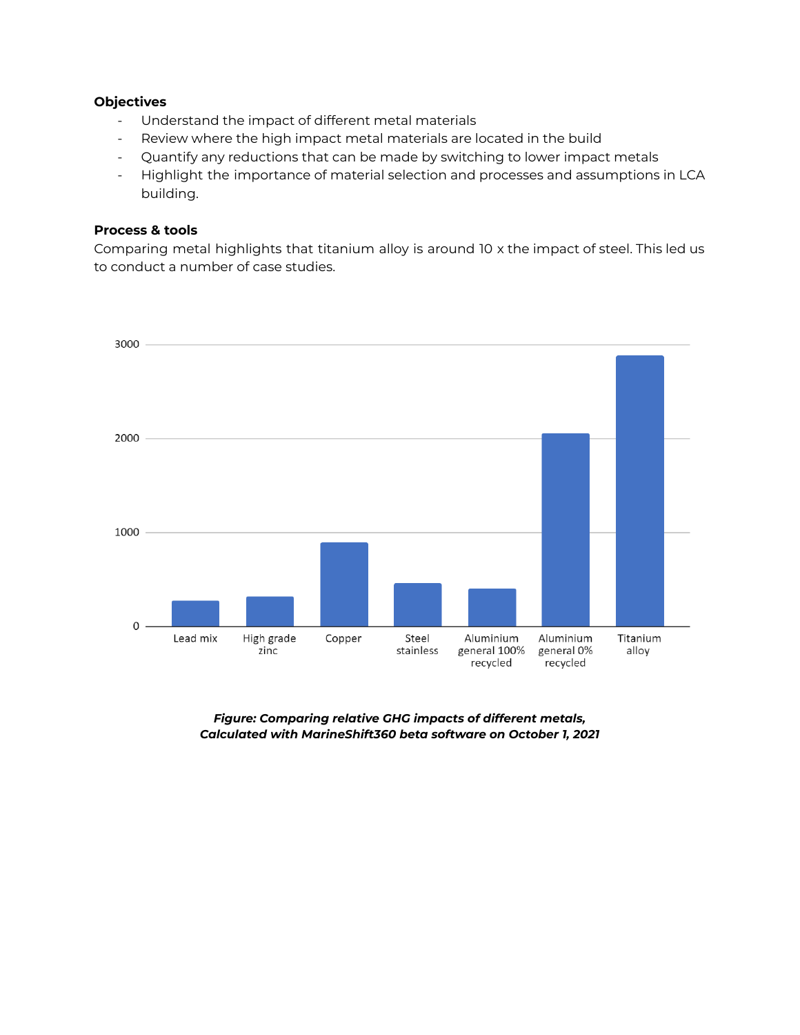### Objectives

- Understand the impact of different metal materials
- Review where the high impact metal materials are located in the build
- Quantify any reductions that can be made by switching to lower impact metals
- Highlight the importance of material selection and processes and assumptions in LCA building.

### Process & tools

Comparing metal highlights that titanium alloy is around 10 x the impact of steel. This led us to conduct a number of case studies.

***Figure: Comparing relative GHG impacts of different metals, Calculated with MarineShift360 beta software on October 1, 2021***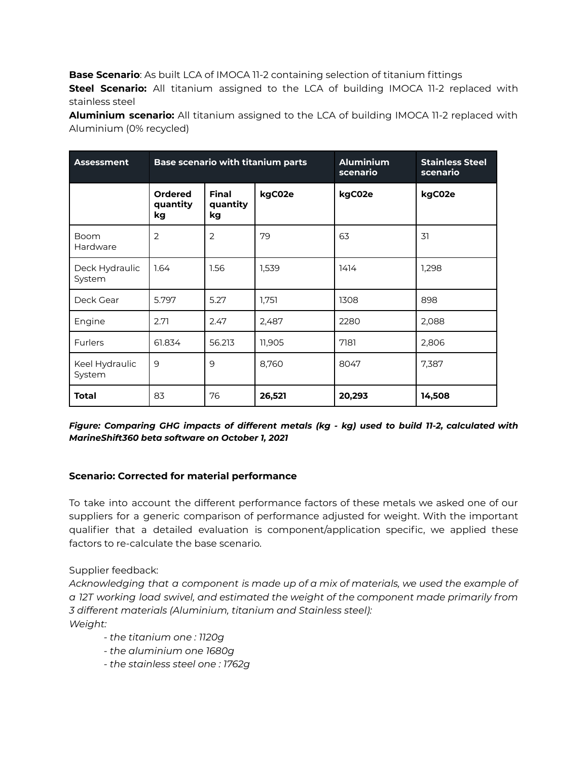**Base Scenario**: As built LCA of IMOCA 11-2 containing selection of titanium fittings
**Steel Scenario:** All titanium assigned to the LCA of building IMOCA 11-2 replaced with stainless steel
**Aluminium scenario:** All titanium assigned to the LCA of building IMOCA 11-2 replaced with Aluminium (0% recycled)

| **Assessment** | **Base scenario with titanium parts** | | | **Aluminium scenario** | **Stainless Steel scenario** |
|---|---|---|---|---|---|
| | **Ordered quantity kg** | **Final quantity kg** | **kgC02e** | **kgC02e** | **kgC02e** |
| Boom Hardware | 2 | 2 | 79 | 63 | 31 |
| Deck Hydraulic System | 1.64 | 1.56 | 1,539 | 1414 | 1,298 |
| Deck Gear | 5.797 | 5.27 | 1,751 | 1308 | 898 |
| Engine | 2.71 | 2.47 | 2,487 | 2280 | 2,088 |
| Furlers | 61.834 | 56.213 | 11,905 | 7181 | 2,806 |
| Keel Hydraulic System | 9 | 9 | 8,760 | 8047 | 7,387 |
| **Total** | 83 | 76 | **26,521** | **20,293** | **14,508** |

***Figure: Comparing GHG impacts of different metals (kg - kg) used to build 11-2, calculated with MarineShift360 beta software on October 1, 2021***

**Scenario: Corrected for material performance**

To take into account the different performance factors of these metals we asked one of our suppliers for a generic comparison of performance adjusted for weight. With the important qualifier that a detailed evaluation is component/application specific, we applied these factors to re-calculate the base scenario.

Supplier feedback:
*Acknowledging that a component is made up of a mix of materials, we used the example of a 12T working load swivel, and estimated the weight of the component made primarily from 3 different materials (Aluminium, titanium and Stainless steel):*
*Weight:*

- *the titanium one : 1120g*
- *the aluminium one 1680g*
- *the stainless steel one : 1762g*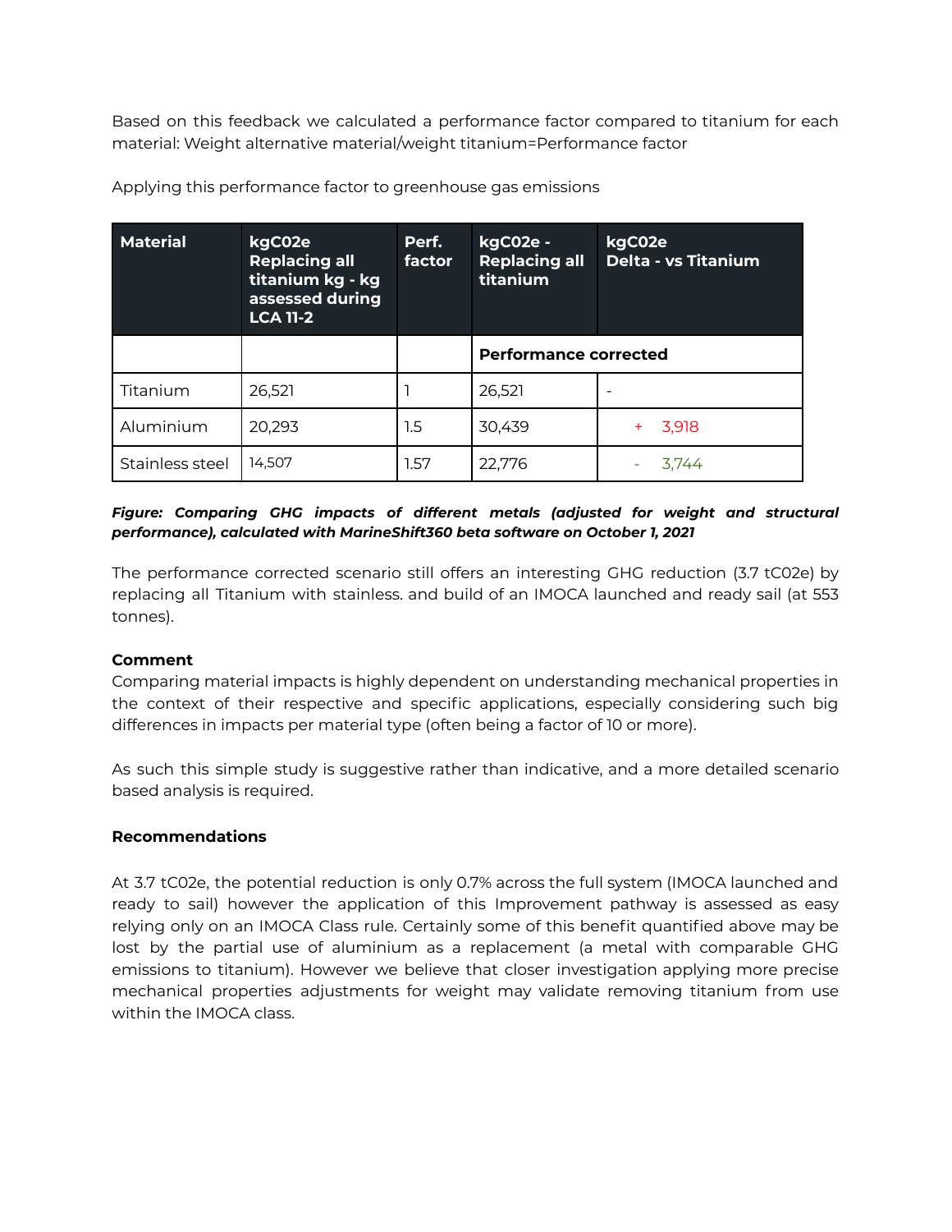Based on this feedback we calculated a performance factor compared to titanium for each material: Weight alternative material/weight titanium=Performance factor

Applying this performance factor to greenhouse gas emissions

| Material | kgC02e Replacing all titanium kg - kg assessed during LCA 11-2 | Perf. factor | kgC02e - Replacing all titanium | kgC02e Delta - vs Titanium |
|---|---|---|---|---|
| | | | **Performance corrected** | |
| Titanium | 26,521 | 1 | 26,521 | - |
| Aluminium | 20,293 | 1.5 | 30,439 | + 3,918 |
| Stainless steel | 14,507 | 1.57 | 22,776 | - 3,744 |

***Figure: Comparing GHG impacts of different metals (adjusted for weight and structural performance), calculated with MarineShift360 beta software on October 1, 2021***

The performance corrected scenario still offers an interesting GHG reduction (3.7 tC02e) by replacing all Titanium with stainless. and build of an IMOCA launched and ready sail (at 553 tonnes).

**Comment**

Comparing material impacts is highly dependent on understanding mechanical properties in the context of their respective and specific applications, especially considering such big differences in impacts per material type (often being a factor of 10 or more).

As such this simple study is suggestive rather than indicative, and a more detailed scenario based analysis is required.

**Recommendations**

At 3.7 tC02e, the potential reduction is only 0.7% across the full system (IMOCA launched and ready to sail) however the application of this Improvement pathway is assessed as easy relying only on an IMOCA Class rule. Certainly some of this benefit quantified above may be lost by the partial use of aluminium as a replacement (a metal with comparable GHG emissions to titanium). However we believe that closer investigation applying more precise mechanical properties adjustments for weight may validate removing titanium from use within the IMOCA class.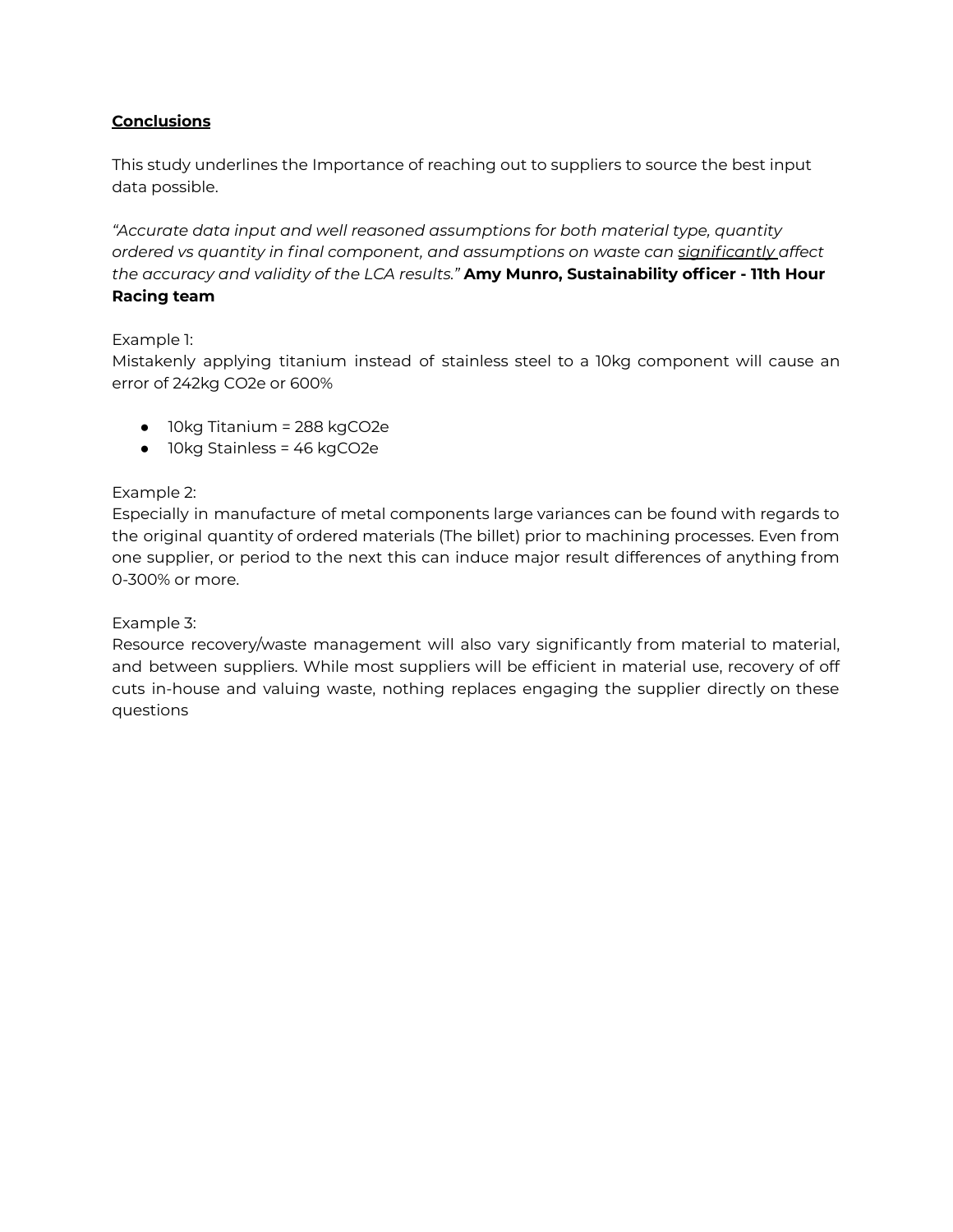## **Conclusions**

This study underlines the Importance of reaching out to suppliers to source the best input data possible.

*"Accurate data input and well reasoned assumptions for both material type, quantity ordered vs quantity in final component, and assumptions on waste can significantly affect the accuracy and validity of the LCA results."* **Amy Munro, Sustainability officer - 11th Hour Racing team**

Example 1:
Mistakenly applying titanium instead of stainless steel to a 10kg component will cause an error of 242kg CO2e or 600%

- 10kg Titanium = 288 kgCO2e
- 10kg Stainless = 46 kgCO2e

Example 2:
Especially in manufacture of metal components large variances can be found with regards to the original quantity of ordered materials (The billet) prior to machining processes. Even from one supplier, or period to the next this can induce major result differences of anything from 0-300% or more.

Example 3:
Resource recovery/waste management will also vary significantly from material to material, and between suppliers. While most suppliers will be efficient in material use, recovery of off cuts in-house and valuing waste, nothing replaces engaging the supplier directly on these questions